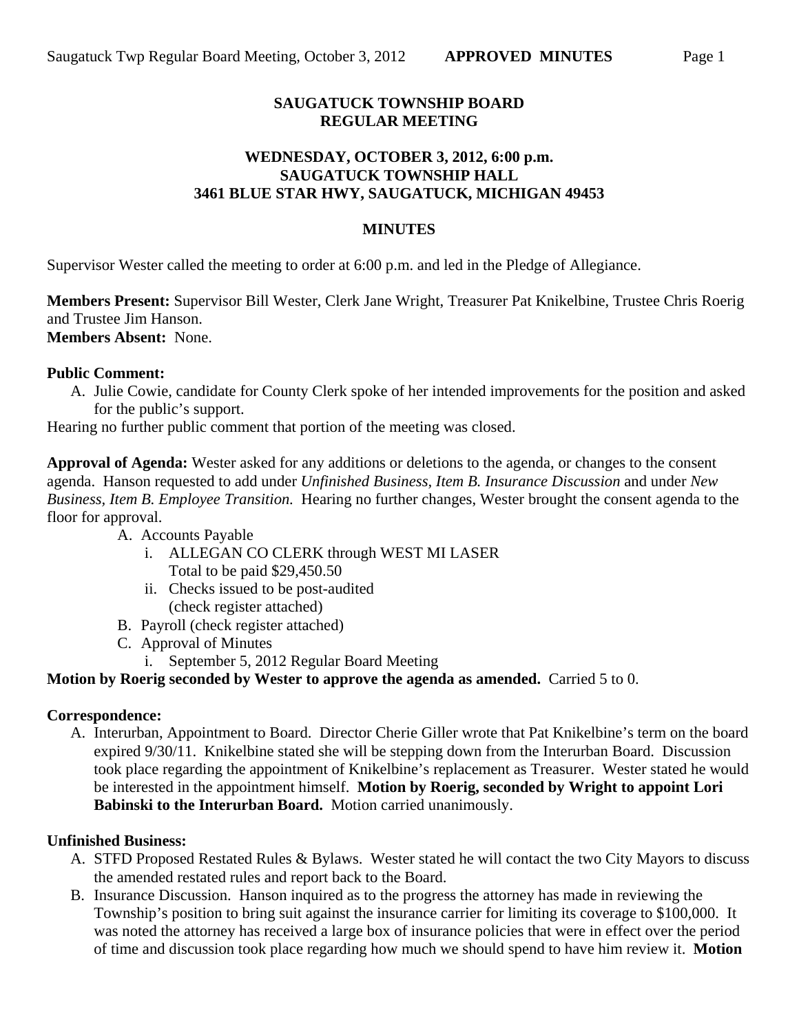**SAUGATUCK TOWNSHIP BOARD**
**REGULAR MEETING**

**WEDNESDAY, OCTOBER 3, 2012, 6:00 p.m.**
**SAUGATUCK TOWNSHIP HALL**
**3461 BLUE STAR HWY, SAUGATUCK, MICHIGAN 49453**

**MINUTES**

Supervisor Wester called the meeting to order at 6:00 p.m. and led in the Pledge of Allegiance.

**Members Present:** Supervisor Bill Wester, Clerk Jane Wright, Treasurer Pat Knikelbine, Trustee Chris Roerig and Trustee Jim Hanson.
**Members Absent:** None.

**Public Comment:**

A. Julie Cowie, candidate for County Clerk spoke of her intended improvements for the position and asked for the public's support.

Hearing no further public comment that portion of the meeting was closed.

**Approval of Agenda:** Wester asked for any additions or deletions to the agenda, or changes to the consent agenda. Hanson requested to add under *Unfinished Business, Item B. Insurance Discussion* and under *New Business, Item B. Employee Transition.* Hearing no further changes, Wester brought the consent agenda to the floor for approval.

A. Accounts Payable
   i. ALLEGAN CO CLERK through WEST MI LASER
      Total to be paid $29,450.50
   ii. Checks issued to be post-audited
      (check register attached)
B. Payroll (check register attached)
C. Approval of Minutes
   i. September 5, 2012 Regular Board Meeting

**Motion by Roerig seconded by Wester to approve the agenda as amended.** Carried 5 to 0.

**Correspondence:**

A. Interurban, Appointment to Board. Director Cherie Giller wrote that Pat Knikelbine's term on the board expired 9/30/11. Knikelbine stated she will be stepping down from the Interurban Board. Discussion took place regarding the appointment of Knikelbine's replacement as Treasurer. Wester stated he would be interested in the appointment himself. **Motion by Roerig, seconded by Wright to appoint Lori Babinski to the Interurban Board.** Motion carried unanimously.

**Unfinished Business:**

A. STFD Proposed Restated Rules & Bylaws. Wester stated he will contact the two City Mayors to discuss the amended restated rules and report back to the Board.
B. Insurance Discussion. Hanson inquired as to the progress the attorney has made in reviewing the Township's position to bring suit against the insurance carrier for limiting its coverage to $100,000. It was noted the attorney has received a large box of insurance policies that were in effect over the period of time and discussion took place regarding how much we should spend to have him review it. **Motion**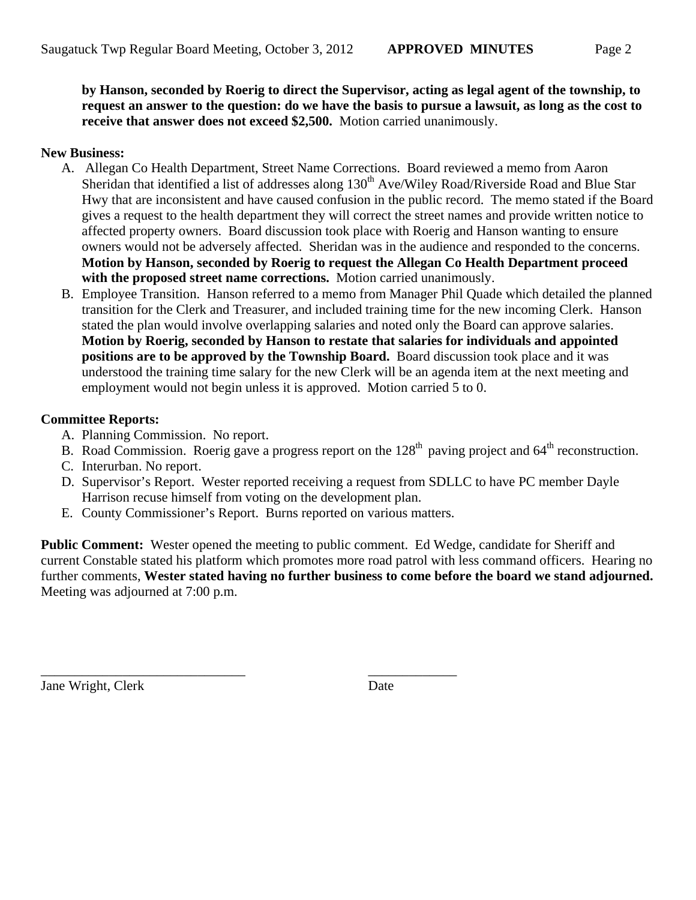**by Hanson, seconded by Roerig to direct the Supervisor, acting as legal agent of the township, to request an answer to the question: do we have the basis to pursue a lawsuit, as long as the cost to receive that answer does not exceed $2,500.** Motion carried unanimously.

**New Business:**

A. Allegan Co Health Department, Street Name Corrections. Board reviewed a memo from Aaron Sheridan that identified a list of addresses along 130th Ave/Wiley Road/Riverside Road and Blue Star Hwy that are inconsistent and have caused confusion in the public record. The memo stated if the Board gives a request to the health department they will correct the street names and provide written notice to affected property owners. Board discussion took place with Roerig and Hanson wanting to ensure owners would not be adversely affected. Sheridan was in the audience and responded to the concerns. **Motion by Hanson, seconded by Roerig to request the Allegan Co Health Department proceed with the proposed street name corrections.** Motion carried unanimously.

B. Employee Transition. Hanson referred to a memo from Manager Phil Quade which detailed the planned transition for the Clerk and Treasurer, and included training time for the new incoming Clerk. Hanson stated the plan would involve overlapping salaries and noted only the Board can approve salaries. **Motion by Roerig, seconded by Hanson to restate that salaries for individuals and appointed positions are to be approved by the Township Board.** Board discussion took place and it was understood the training time salary for the new Clerk will be an agenda item at the next meeting and employment would not begin unless it is approved. Motion carried 5 to 0.

**Committee Reports:**

A. Planning Commission. No report.
B. Road Commission. Roerig gave a progress report on the 128th paving project and 64th reconstruction.
C. Interurban. No report.
D. Supervisor's Report. Wester reported receiving a request from SDLLC to have PC member Dayle Harrison recuse himself from voting on the development plan.
E. County Commissioner's Report. Burns reported on various matters.

**Public Comment:** Wester opened the meeting to public comment. Ed Wedge, candidate for Sheriff and current Constable stated his platform which promotes more road patrol with less command officers. Hearing no further comments, **Wester stated having no further business to come before the board we stand adjourned.** Meeting was adjourned at 7:00 p.m.

\_\_\_\_\_\_\_\_\_\_\_\_\_\_\_\_\_\_\_\_\_\_\_\_\_\_\_\_\_\_ \_\_\_\_\_\_\_\_\_\_\_\_\_

Jane Wright, Clerk Date